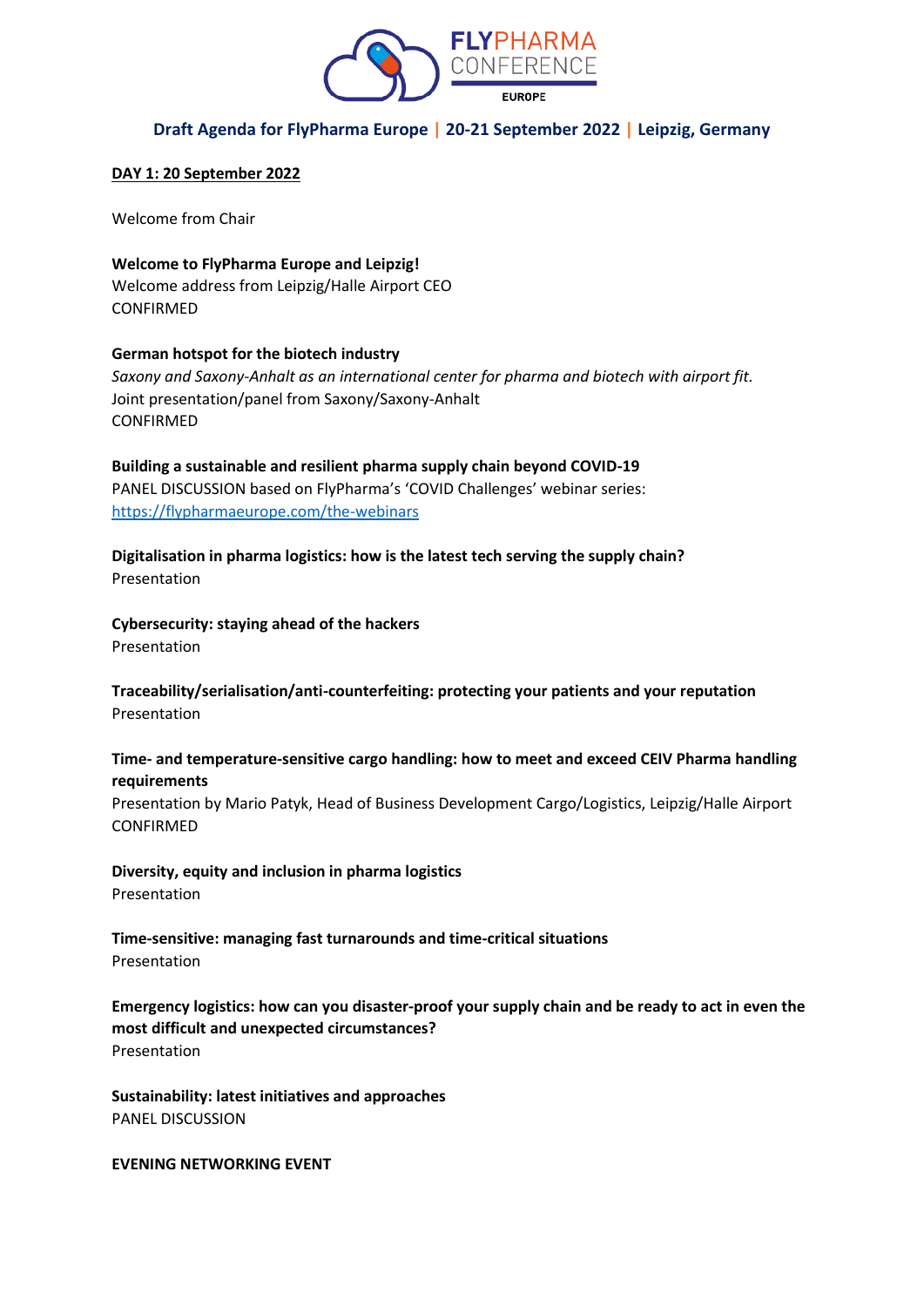# Draft Agenda for FlyPharma Europe | 20-21 September 2022 | Leipzig, Germany

## DAY 1: 20 September 2022

Welcome from Chair

**Welcome to FlyPharma Europe and Leipzig!**
Welcome address from Leipzig/Halle Airport CEO
CONFIRMED

**German hotspot for the biotech industry**
*Saxony and Saxony-Anhalt as an international center for pharma and biotech with airport fit.*
Joint presentation/panel from Saxony/Saxony-Anhalt
CONFIRMED

**Building a sustainable and resilient pharma supply chain beyond COVID-19**
PANEL DISCUSSION based on FlyPharma's 'COVID Challenges' webinar series:
https://flypharmaeurope.com/the-webinars

**Digitalisation in pharma logistics: how is the latest tech serving the supply chain?**
Presentation

**Cybersecurity: staying ahead of the hackers**
Presentation

**Traceability/serialisation/anti-counterfeiting: protecting your patients and your reputation**
Presentation

**Time- and temperature-sensitive cargo handling: how to meet and exceed CEIV Pharma handling requirements**
Presentation by Mario Patyk, Head of Business Development Cargo/Logistics, Leipzig/Halle Airport
CONFIRMED

**Diversity, equity and inclusion in pharma logistics**
Presentation

**Time-sensitive: managing fast turnarounds and time-critical situations**
Presentation

**Emergency logistics: how can you disaster-proof your supply chain and be ready to act in even the most difficult and unexpected circumstances?**
Presentation

**Sustainability: latest initiatives and approaches**
PANEL DISCUSSION

**EVENING NETWORKING EVENT**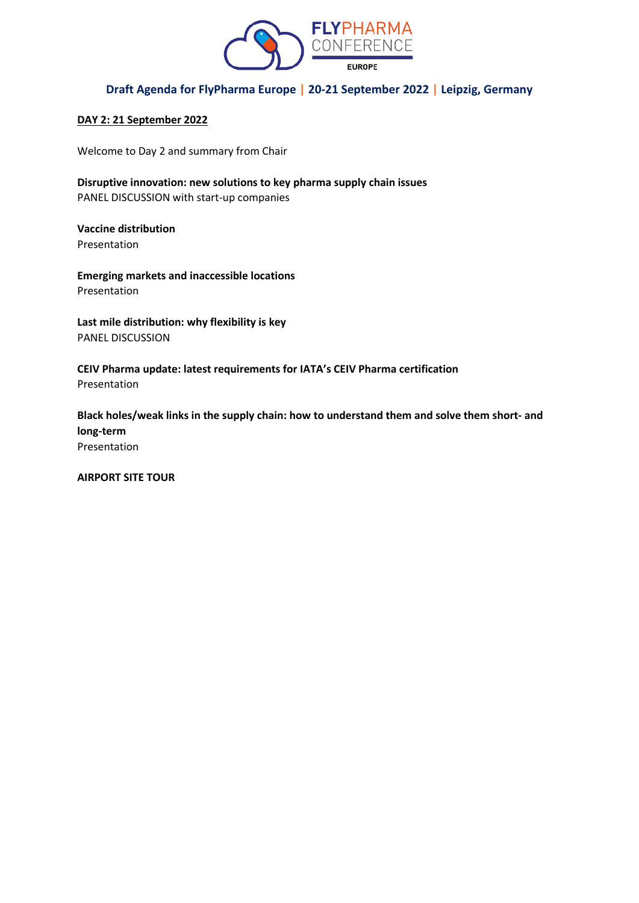FLYPHARMA CONFERENCE EUROPE

## Draft Agenda for FlyPharma Europe | 20-21 September 2022 | Leipzig, Germany

**DAY 2: 21 September 2022**

Welcome to Day 2 and summary from Chair

**Disruptive innovation: new solutions to key pharma supply chain issues**
PANEL DISCUSSION with start-up companies

**Vaccine distribution**
Presentation

**Emerging markets and inaccessible locations**
Presentation

**Last mile distribution: why flexibility is key**
PANEL DISCUSSION

**CEIV Pharma update: latest requirements for IATA's CEIV Pharma certification**
Presentation

**Black holes/weak links in the supply chain: how to understand them and solve them short- and long-term**
Presentation

**AIRPORT SITE TOUR**